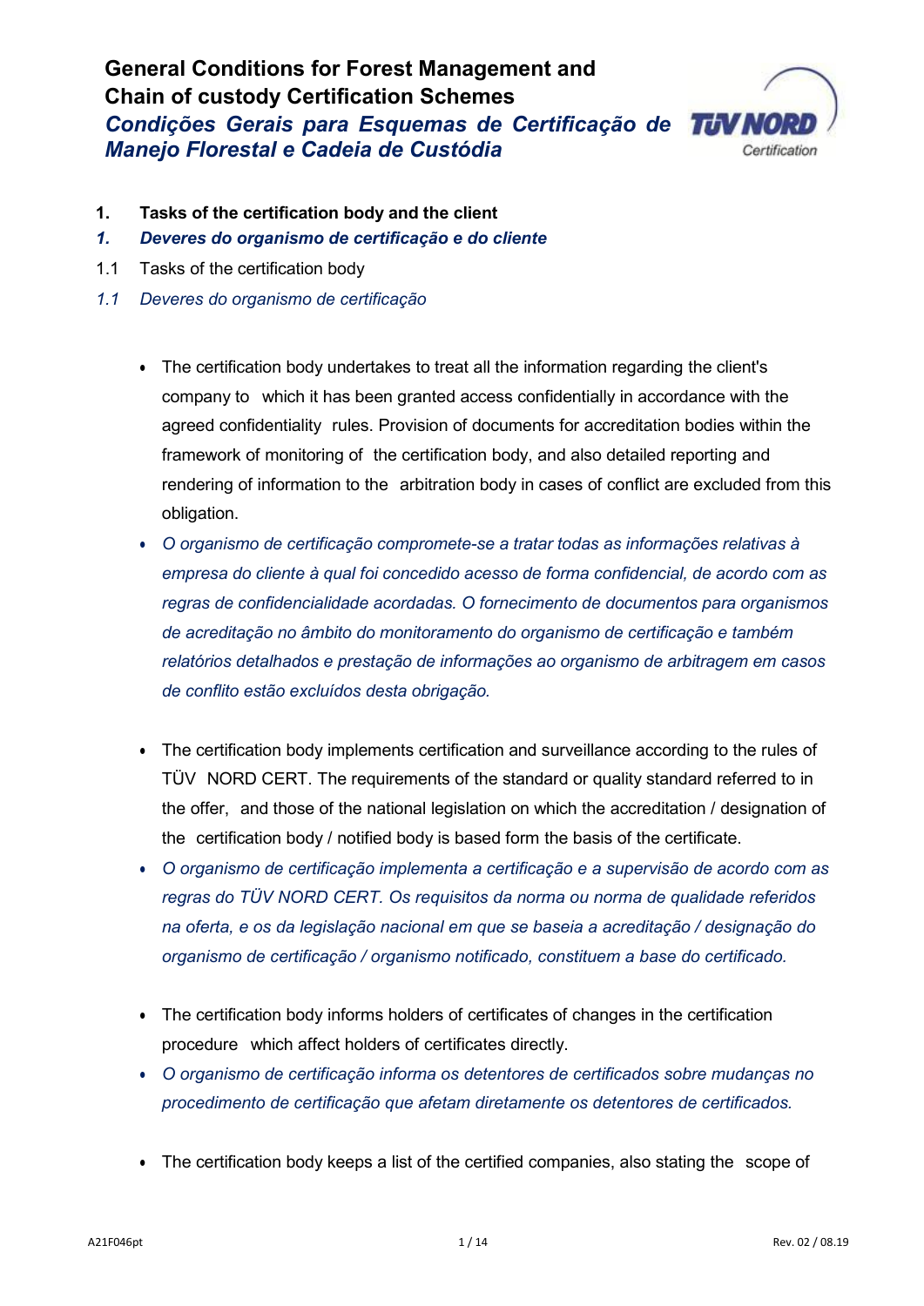# General Conditions for Forest Management and Chain of custody Certification Schemes

# *Condições Gerais para Esquemas de Certificação de Manejo Florestal e Cadeia de Custódia*

## 1. Tasks of the certification body and the client

## *1. Deveres do organismo de certificação e do cliente*

### 1.1 Tasks of the certification body

### *1.1 Deveres do organismo de certificação*

- The certification body undertakes to treat all the information regarding the client's company to which it has been granted access confidentially in accordance with the agreed confidentiality rules. Provision of documents for accreditation bodies within the framework of monitoring of the certification body, and also detailed reporting and rendering of information to the arbitration body in cases of conflict are excluded from this obligation.
- *O organismo de certificação compromete-se a tratar todas as informações relativas à empresa do cliente à qual foi concedido acesso de forma confidencial, de acordo com as regras de confidencialidade acordadas. O fornecimento de documentos para organismos de acreditação no âmbito do monitoramento do organismo de certificação e também relatórios detalhados e prestação de informações ao organismo de arbitragem em casos de conflito estão excluídos desta obrigação.*

- The certification body implements certification and surveillance according to the rules of TÜV NORD CERT. The requirements of the standard or quality standard referred to in the offer, and those of the national legislation on which the accreditation / designation of the certification body / notified body is based form the basis of the certificate.
- *O organismo de certificação implementa a certificação e a supervisão de acordo com as regras do TÜV NORD CERT. Os requisitos da norma ou norma de qualidade referidos na oferta, e os da legislação nacional em que se baseia a acreditação / designação do organismo de certificação / organismo notificado, constituem a base do certificado.*

- The certification body informs holders of certificates of changes in the certification procedure which affect holders of certificates directly.
- *O organismo de certificação informa os detentores de certificados sobre mudanças no procedimento de certificação que afetam diretamente os detentores de certificados.*

- The certification body keeps a list of the certified companies, also stating the scope of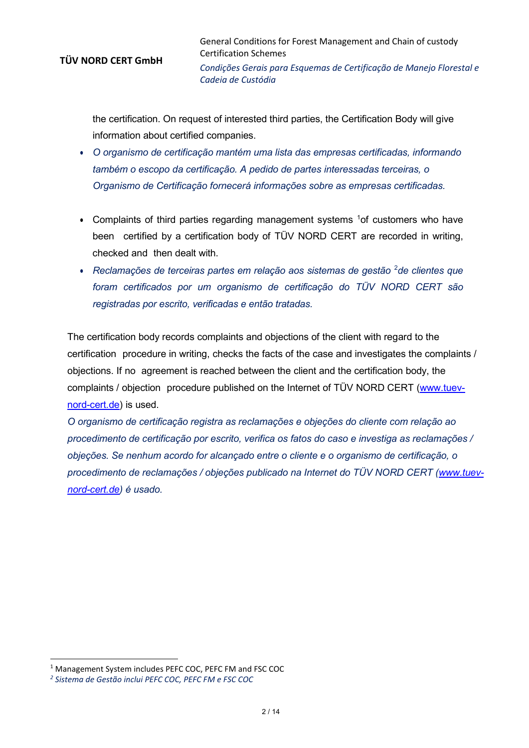the certification. On request of interested third parties, the Certification Body will give information about certified companies.

- *O organismo de certificação mantém uma lista das empresas certificadas, informando também o escopo da certificação. A pedido de partes interessadas terceiras, o Organismo de Certificação fornecerá informações sobre as empresas certificadas.*

- Complaints of third parties regarding management systems [1]of customers who have been certified by a certification body of TÜV NORD CERT are recorded in writing, checked and then dealt with.
- *Reclamações de terceiras partes em relação aos sistemas de gestão [2]de clientes que foram certificados por um organismo de certificação do TÜV NORD CERT são registradas por escrito, verificadas e então tratadas.*

The certification body records complaints and objections of the client with regard to the certification procedure in writing, checks the facts of the case and investigates the complaints / objections. If no agreement is reached between the client and the certification body, the complaints / objection procedure published on the Internet of TÜV NORD CERT ([www.tuev-nord-cert.de](www.tuev-nord-cert.de)) is used.

*O organismo de certificação registra as reclamações e objeções do cliente com relação ao procedimento de certificação por escrito, verifica os fatos do caso e investiga as reclamações / objeções. Se nenhum acordo for alcançado entre o cliente e o organismo de certificação, o procedimento de reclamações / objeções publicado na Internet do TÜV NORD CERT ([www.tuev-nord-cert.de](www.tuev-nord-cert.de)) é usado.*

---

[1] Management System includes PEFC COC, PEFC FM and FSC COC

[2] *Sistema de Gestão inclui PEFC COC, PEFC FM e FSC COC*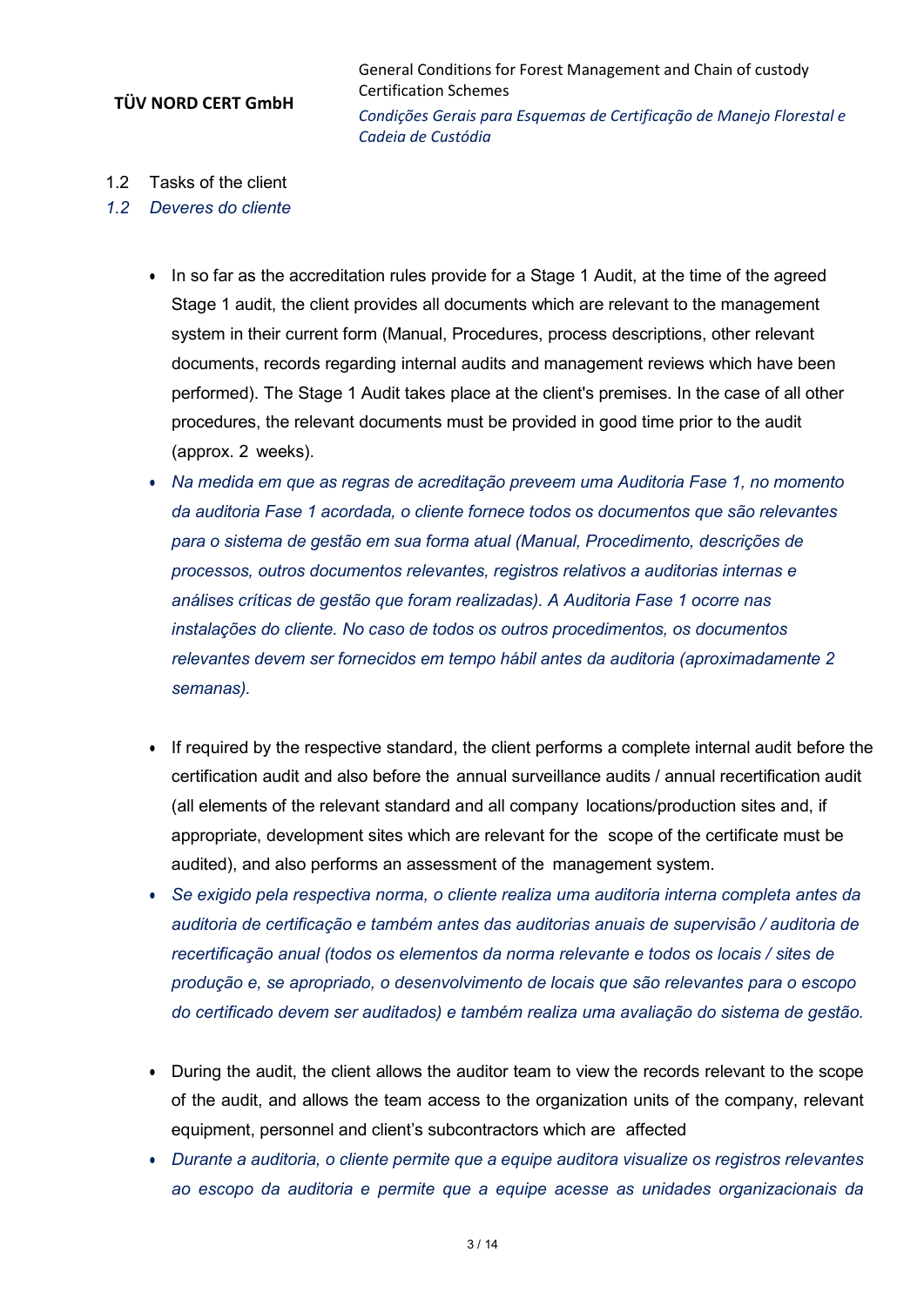## 1.2 Tasks of the client

## *1.2 Deveres do cliente*

- In so far as the accreditation rules provide for a Stage 1 Audit, at the time of the agreed Stage 1 audit, the client provides all documents which are relevant to the management system in their current form (Manual, Procedures, process descriptions, other relevant documents, records regarding internal audits and management reviews which have been performed). The Stage 1 Audit takes place at the client's premises. In the case of all other procedures, the relevant documents must be provided in good time prior to the audit (approx. 2 weeks).
- *Na medida em que as regras de acreditação preveem uma Auditoria Fase 1, no momento da auditoria Fase 1 acordada, o cliente fornece todos os documentos que são relevantes para o sistema de gestão em sua forma atual (Manual, Procedimento, descrições de processos, outros documentos relevantes, registros relativos a auditorias internas e análises críticas de gestão que foram realizadas). A Auditoria Fase 1 ocorre nas instalações do cliente. No caso de todos os outros procedimentos, os documentos relevantes devem ser fornecidos em tempo hábil antes da auditoria (aproximadamente 2 semanas).*

- If required by the respective standard, the client performs a complete internal audit before the certification audit and also before the annual surveillance audits / annual recertification audit (all elements of the relevant standard and all company locations/production sites and, if appropriate, development sites which are relevant for the scope of the certificate must be audited), and also performs an assessment of the management system.
- *Se exigido pela respectiva norma, o cliente realiza uma auditoria interna completa antes da auditoria de certificação e também antes das auditorias anuais de supervisão / auditoria de recertificação anual (todos os elementos da norma relevante e todos os locais / sites de produção e, se apropriado, o desenvolvimento de locais que são relevantes para o escopo do certificado devem ser auditados) e também realiza uma avaliação do sistema de gestão.*

- During the audit, the client allows the auditor team to view the records relevant to the scope of the audit, and allows the team access to the organization units of the company, relevant equipment, personnel and client's subcontractors which are affected
- *Durante a auditoria, o cliente permite que a equipe auditora visualize os registros relevantes ao escopo da auditoria e permite que a equipe acesse as unidades organizacionais da*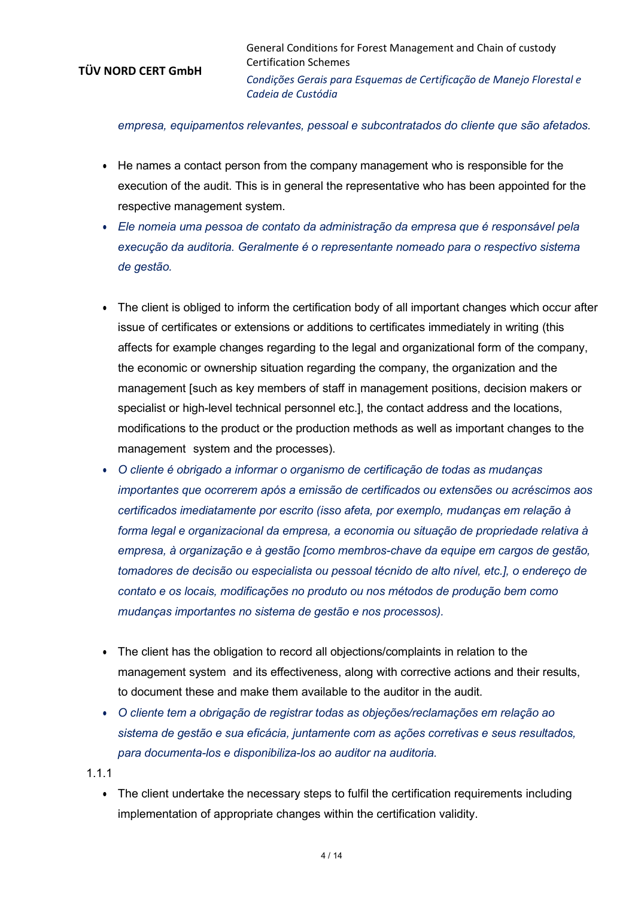*empresa, equipamentos relevantes, pessoal e subcontratados do cliente que são afetados.*

- He names a contact person from the company management who is responsible for the execution of the audit. This is in general the representative who has been appointed for the respective management system.
- *Ele nomeia uma pessoa de contato da administração da empresa que é responsável pela execução da auditoria. Geralmente é o representante nomeado para o respectivo sistema de gestão.*

- The client is obliged to inform the certification body of all important changes which occur after issue of certificates or extensions or additions to certificates immediately in writing (this affects for example changes regarding to the legal and organizational form of the company, the economic or ownership situation regarding the company, the organization and the management [such as key members of staff in management positions, decision makers or specialist or high-level technical personnel etc.], the contact address and the locations, modifications to the product or the production methods as well as important changes to the management system and the processes).
- *O cliente é obrigado a informar o organismo de certificação de todas as mudanças importantes que ocorrerem após a emissão de certificados ou extensões ou acréscimos aos certificados imediatamente por escrito (isso afeta, por exemplo, mudanças em relação à forma legal e organizacional da empresa, a economia ou situação de propriedade relativa à empresa, à organização e à gestão [como membros-chave da equipe em cargos de gestão, tomadores de decisão ou especialista ou pessoal técnido de alto nível, etc.], o endereço de contato e os locais, modificações no produto ou nos métodos de produção bem como mudanças importantes no sistema de gestão e nos processos).*

- The client has the obligation to record all objections/complaints in relation to the management system and its effectiveness, along with corrective actions and their results, to document these and make them available to the auditor in the audit.
- *O cliente tem a obrigação de registrar todas as objeções/reclamações em relação ao sistema de gestão e sua eficácia, juntamente com as ações corretivas e seus resultados, para documenta-los e disponibiliza-los ao auditor na auditoria.*

1.1.1

- The client undertake the necessary steps to fulfil the certification requirements including implementation of appropriate changes within the certification validity.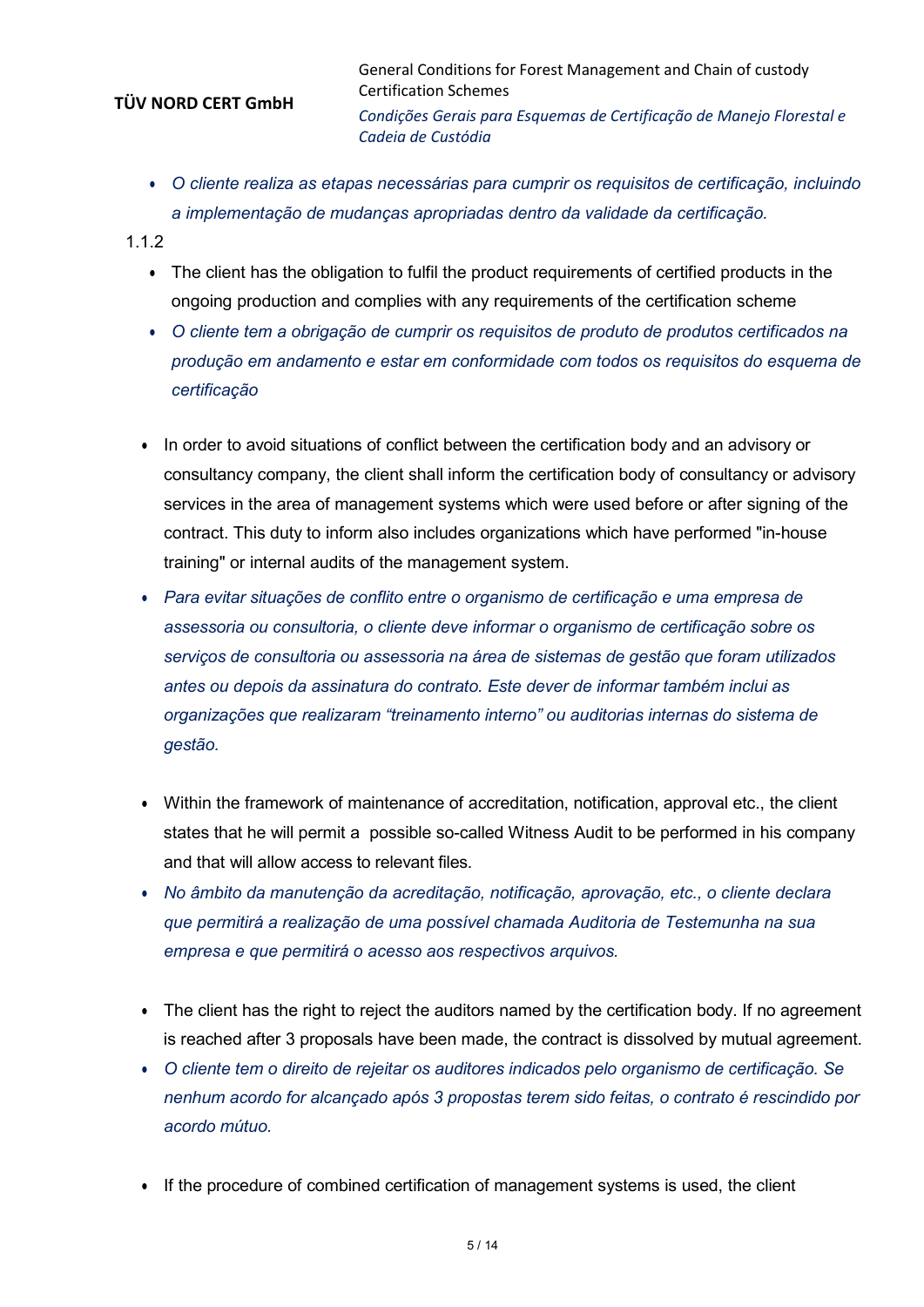- *O cliente realiza as etapas necessárias para cumprir os requisitos de certificação, incluindo a implementação de mudanças apropriadas dentro da validade da certificação.*

1.1.2

- The client has the obligation to fulfil the product requirements of certified products in the ongoing production and complies with any requirements of the certification scheme
- *O cliente tem a obrigação de cumprir os requisitos de produto de produtos certificados na produção em andamento e estar em conformidade com todos os requisitos do esquema de certificação*

- In order to avoid situations of conflict between the certification body and an advisory or consultancy company, the client shall inform the certification body of consultancy or advisory services in the area of management systems which were used before or after signing of the contract. This duty to inform also includes organizations which have performed "in-house training" or internal audits of the management system.
- *Para evitar situações de conflito entre o organismo de certificação e uma empresa de assessoria ou consultoria, o cliente deve informar o organismo de certificação sobre os serviços de consultoria ou assessoria na área de sistemas de gestão que foram utilizados antes ou depois da assinatura do contrato. Este dever de informar também inclui as organizações que realizaram "treinamento interno" ou auditorias internas do sistema de gestão.*

- Within the framework of maintenance of accreditation, notification, approval etc., the client states that he will permit a possible so-called Witness Audit to be performed in his company and that will allow access to relevant files.
- *No âmbito da manutenção da acreditação, notificação, aprovação, etc., o cliente declara que permitirá a realização de uma possível chamada Auditoria de Testemunha na sua empresa e que permitirá o acesso aos respectivos arquivos.*

- The client has the right to reject the auditors named by the certification body. If no agreement is reached after 3 proposals have been made, the contract is dissolved by mutual agreement.
- *O cliente tem o direito de rejeitar os auditores indicados pelo organismo de certificação. Se nenhum acordo for alcançado após 3 propostas terem sido feitas, o contrato é rescindido por acordo mútuo.*

- If the procedure of combined certification of management systems is used, the client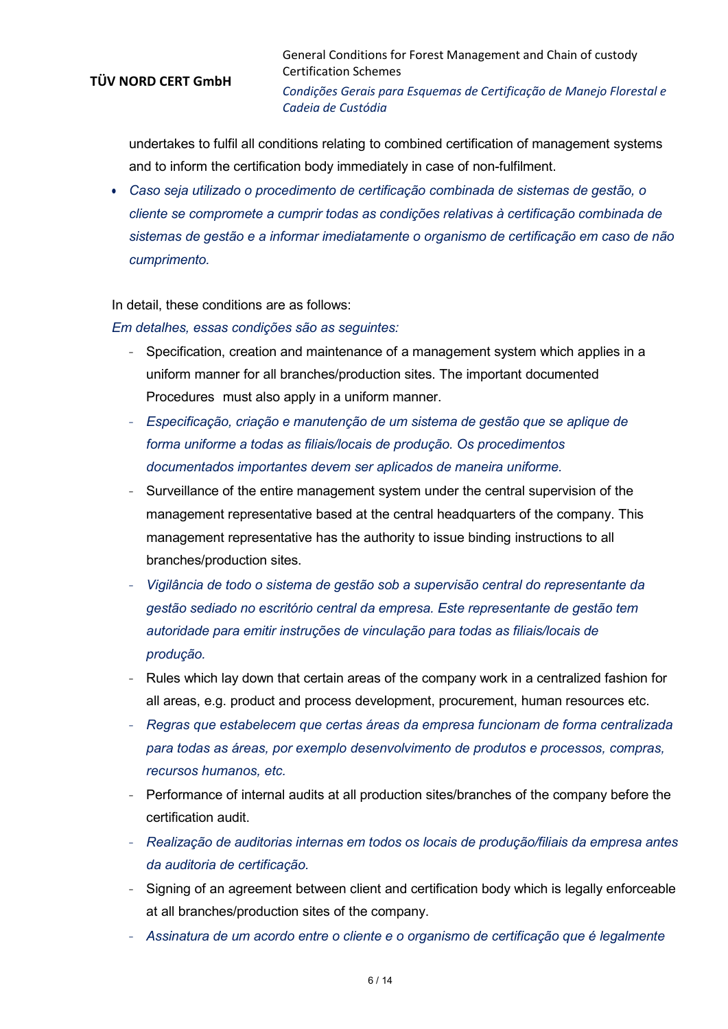undertakes to fulfil all conditions relating to combined certification of management systems and to inform the certification body immediately in case of non-fulfilment.

- *Caso seja utilizado o procedimento de certificação combinada de sistemas de gestão, o cliente se compromete a cumprir todas as condições relativas à certificação combinada de sistemas de gestão e a informar imediatamente o organismo de certificação em caso de não cumprimento.*

In detail, these conditions are as follows:

*Em detalhes, essas condições são as seguintes:*

- Specification, creation and maintenance of a management system which applies in a uniform manner for all branches/production sites. The important documented Procedures must also apply in a uniform manner.
- *Especificação, criação e manutenção de um sistema de gestão que se aplique de forma uniforme a todas as filiais/locais de produção. Os procedimentos documentados importantes devem ser aplicados de maneira uniforme.*
- Surveillance of the entire management system under the central supervision of the management representative based at the central headquarters of the company. This management representative has the authority to issue binding instructions to all branches/production sites.
- *Vigilância de todo o sistema de gestão sob a supervisão central do representante da gestão sediado no escritório central da empresa. Este representante de gestão tem autoridade para emitir instruções de vinculação para todas as filiais/locais de produção.*
- Rules which lay down that certain areas of the company work in a centralized fashion for all areas, e.g. product and process development, procurement, human resources etc.
- *Regras que estabelecem que certas áreas da empresa funcionam de forma centralizada para todas as áreas, por exemplo desenvolvimento de produtos e processos, compras, recursos humanos, etc.*
- Performance of internal audits at all production sites/branches of the company before the certification audit.
- *Realização de auditorias internas em todos os locais de produção/filiais da empresa antes da auditoria de certificação.*
- Signing of an agreement between client and certification body which is legally enforceable at all branches/production sites of the company.
- *Assinatura de um acordo entre o cliente e o organismo de certificação que é legalmente*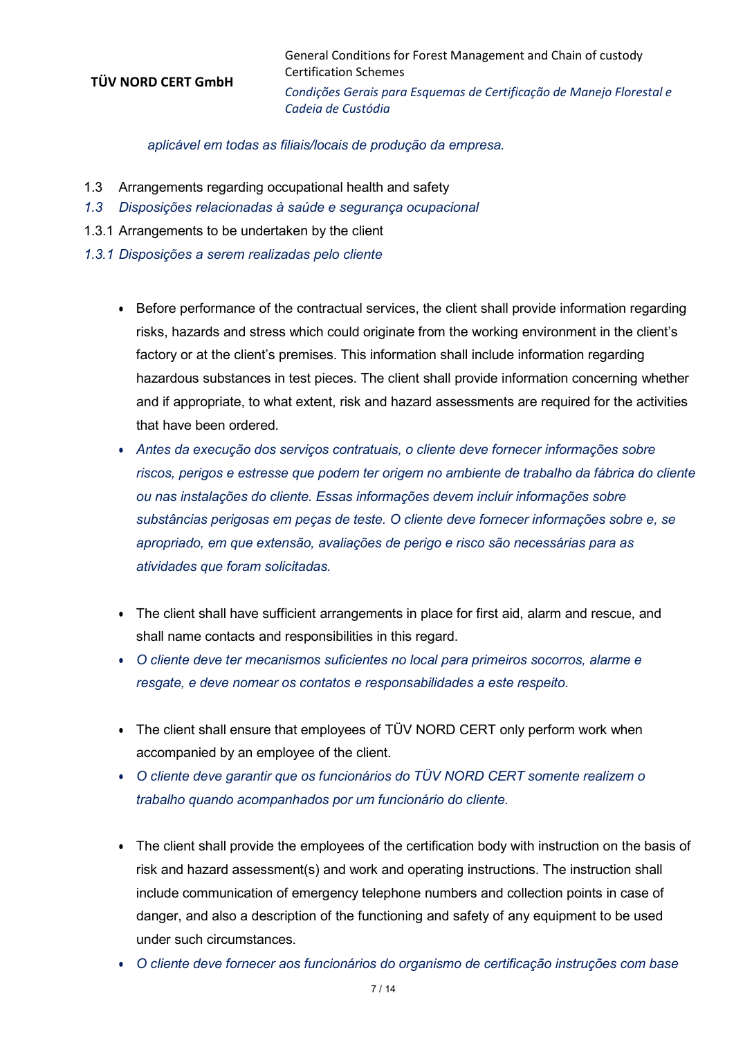*aplicável em todas as filiais/locais de produção da empresa.*

### 1.3 Arrangements regarding occupational health and safety

### *1.3 Disposições relacionadas à saúde e segurança ocupacional*

#### 1.3.1 Arrangements to be undertaken by the client

#### *1.3.1 Disposições a serem realizadas pelo cliente*

- Before performance of the contractual services, the client shall provide information regarding risks, hazards and stress which could originate from the working environment in the client's factory or at the client's premises. This information shall include information regarding hazardous substances in test pieces. The client shall provide information concerning whether and if appropriate, to what extent, risk and hazard assessments are required for the activities that have been ordered.
- *Antes da execução dos serviços contratuais, o cliente deve fornecer informações sobre riscos, perigos e estresse que podem ter origem no ambiente de trabalho da fábrica do cliente ou nas instalações do cliente. Essas informações devem incluir informações sobre substâncias perigosas em peças de teste. O cliente deve fornecer informações sobre e, se apropriado, em que extensão, avaliações de perigo e risco são necessárias para as atividades que foram solicitadas.*

- The client shall have sufficient arrangements in place for first aid, alarm and rescue, and shall name contacts and responsibilities in this regard.
- *O cliente deve ter mecanismos suficientes no local para primeiros socorros, alarme e resgate, e deve nomear os contatos e responsabilidades a este respeito.*

- The client shall ensure that employees of TÜV NORD CERT only perform work when accompanied by an employee of the client.
- *O cliente deve garantir que os funcionários do TÜV NORD CERT somente realizem o trabalho quando acompanhados por um funcionário do cliente.*

- The client shall provide the employees of the certification body with instruction on the basis of risk and hazard assessment(s) and work and operating instructions. The instruction shall include communication of emergency telephone numbers and collection points in case of danger, and also a description of the functioning and safety of any equipment to be used under such circumstances.
- *O cliente deve fornecer aos funcionários do organismo de certificação instruções com base*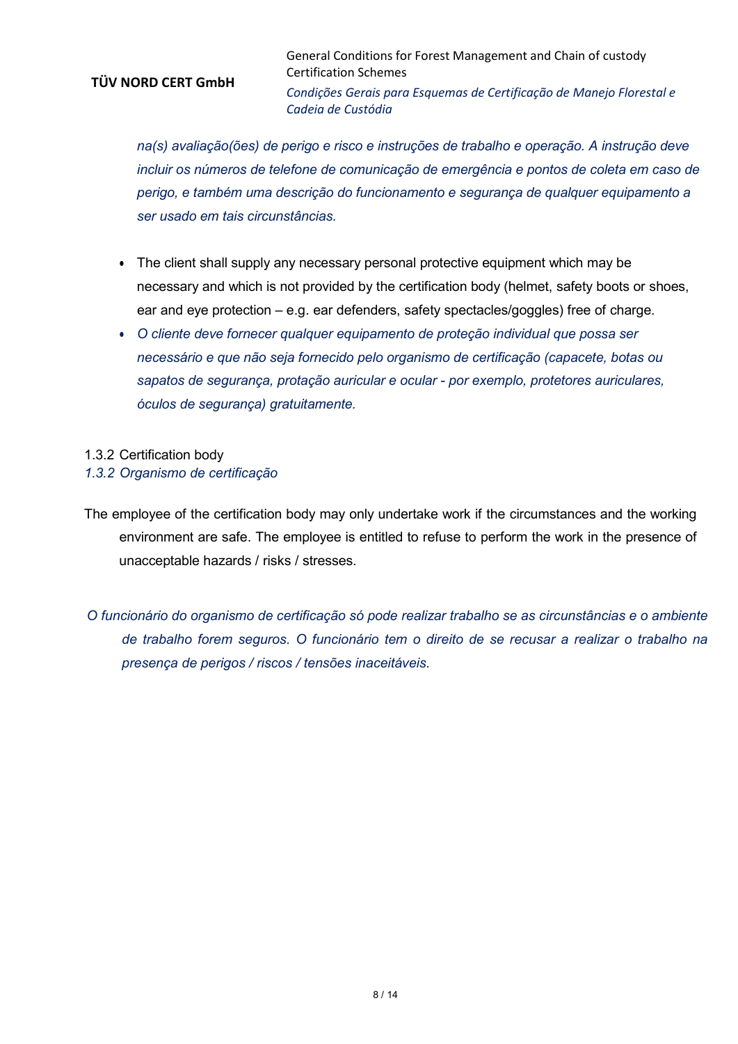*na(s) avaliação(ões) de perigo e risco e instruções de trabalho e operação. A instrução deve incluir os números de telefone de comunicação de emergência e pontos de coleta em caso de perigo, e também uma descrição do funcionamento e segurança de qualquer equipamento a ser usado em tais circunstâncias.*

- The client shall supply any necessary personal protective equipment which may be necessary and which is not provided by the certification body (helmet, safety boots or shoes, ear and eye protection – e.g. ear defenders, safety spectacles/goggles) free of charge.
- *O cliente deve fornecer qualquer equipamento de proteção individual que possa ser necessário e que não seja fornecido pelo organismo de certificação (capacete, botas ou sapatos de segurança, protação auricular e ocular - por exemplo, protetores auriculares, óculos de segurança) gratuitamente.*

### 1.3.2 Certification body
### *1.3.2 Organismo de certificação*

The employee of the certification body may only undertake work if the circumstances and the working environment are safe. The employee is entitled to refuse to perform the work in the presence of unacceptable hazards / risks / stresses.

*O funcionário do organismo de certificação só pode realizar trabalho se as circunstâncias e o ambiente de trabalho forem seguros. O funcionário tem o direito de se recusar a realizar o trabalho na presença de perigos / riscos / tensões inaceitáveis.*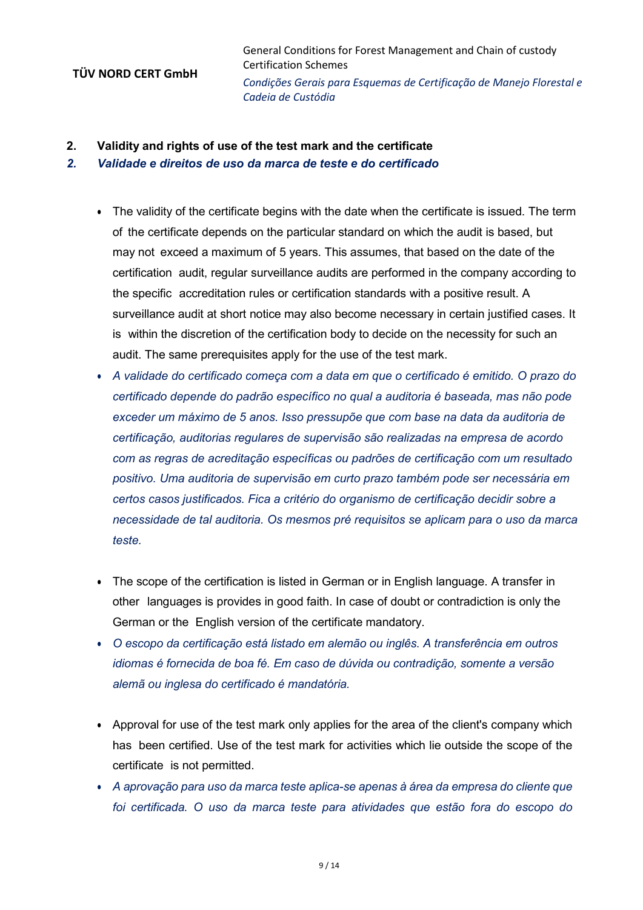## 2. Validity and rights of use of the test mark and the certificate

## *2. Validade e direitos de uso da marca de teste e do certificado*

- The validity of the certificate begins with the date when the certificate is issued. The term of the certificate depends on the particular standard on which the audit is based, but may not exceed a maximum of 5 years. This assumes, that based on the date of the certification audit, regular surveillance audits are performed in the company according to the specific accreditation rules or certification standards with a positive result. A surveillance audit at short notice may also become necessary in certain justified cases. It is within the discretion of the certification body to decide on the necessity for such an audit. The same prerequisites apply for the use of the test mark.
- *A validade do certificado começa com a data em que o certificado é emitido. O prazo do certificado depende do padrão específico no qual a auditoria é baseada, mas não pode exceder um máximo de 5 anos. Isso pressupõe que com base na data da auditoria de certificação, auditorias regulares de supervisão são realizadas na empresa de acordo com as regras de acreditação específicas ou padrões de certificação com um resultado positivo. Uma auditoria de supervisão em curto prazo também pode ser necessária em certos casos justificados. Fica a critério do organismo de certificação decidir sobre a necessidade de tal auditoria. Os mesmos pré requisitos se aplicam para o uso da marca teste.*

- The scope of the certification is listed in German or in English language. A transfer in other languages is provides in good faith. In case of doubt or contradiction is only the German or the English version of the certificate mandatory.
- *O escopo da certificação está listado em alemão ou inglês. A transferência em outros idiomas é fornecida de boa fé. Em caso de dúvida ou contradição, somente a versão alemã ou inglesa do certificado é mandatória.*

- Approval for use of the test mark only applies for the area of the client's company which has been certified. Use of the test mark for activities which lie outside the scope of the certificate is not permitted.
- *A aprovação para uso da marca teste aplica-se apenas à área da empresa do cliente que foi certificada. O uso da marca teste para atividades que estão fora do escopo do*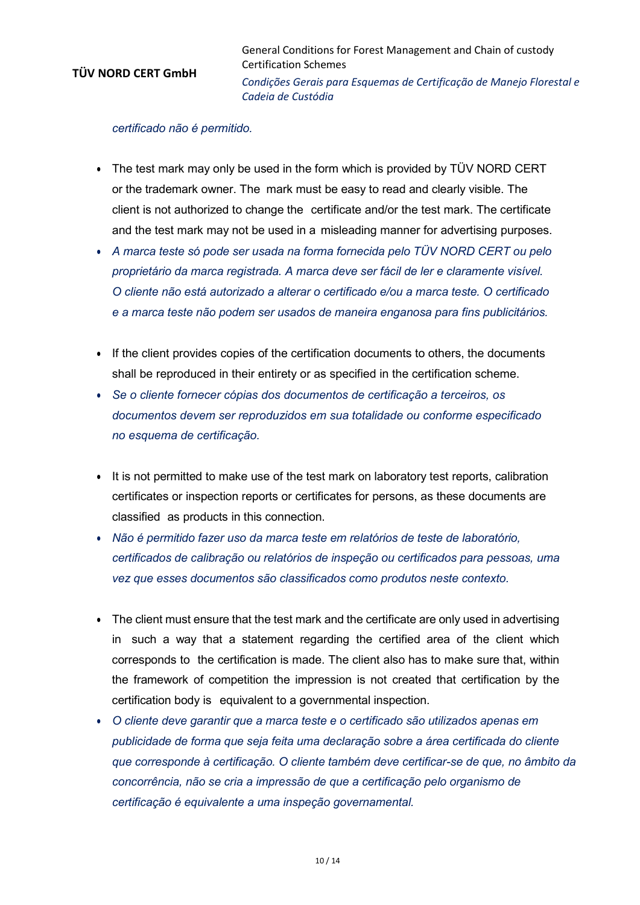*certificado não é permitido.*

- The test mark may only be used in the form which is provided by TÜV NORD CERT or the trademark owner. The mark must be easy to read and clearly visible. The client is not authorized to change the certificate and/or the test mark. The certificate and the test mark may not be used in a misleading manner for advertising purposes.
- *A marca teste só pode ser usada na forma fornecida pelo TÜV NORD CERT ou pelo proprietário da marca registrada. A marca deve ser fácil de ler e claramente visível. O cliente não está autorizado a alterar o certificado e/ou a marca teste. O certificado e a marca teste não podem ser usados de maneira enganosa para fins publicitários.*

- If the client provides copies of the certification documents to others, the documents shall be reproduced in their entirety or as specified in the certification scheme.
- *Se o cliente fornecer cópias dos documentos de certificação a terceiros, os documentos devem ser reproduzidos em sua totalidade ou conforme especificado no esquema de certificação.*

- It is not permitted to make use of the test mark on laboratory test reports, calibration certificates or inspection reports or certificates for persons, as these documents are classified as products in this connection.
- *Não é permitido fazer uso da marca teste em relatórios de teste de laboratório, certificados de calibração ou relatórios de inspeção ou certificados para pessoas, uma vez que esses documentos são classificados como produtos neste contexto.*

- The client must ensure that the test mark and the certificate are only used in advertising in such a way that a statement regarding the certified area of the client which corresponds to the certification is made. The client also has to make sure that, within the framework of competition the impression is not created that certification by the certification body is equivalent to a governmental inspection.
- *O cliente deve garantir que a marca teste e o certificado são utilizados apenas em publicidade de forma que seja feita uma declaração sobre a área certificada do cliente que corresponde à certificação. O cliente também deve certificar-se de que, no âmbito da concorrência, não se cria a impressão de que a certificação pelo organismo de certificação é equivalente a uma inspeção governamental.*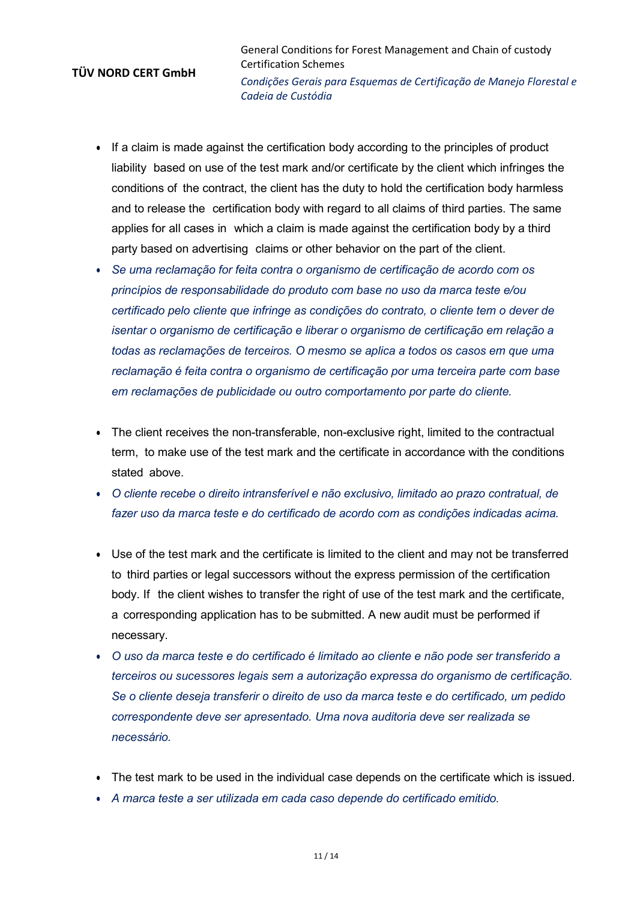- If a claim is made against the certification body according to the principles of product liability based on use of the test mark and/or certificate by the client which infringes the conditions of the contract, the client has the duty to hold the certification body harmless and to release the certification body with regard to all claims of third parties. The same applies for all cases in which a claim is made against the certification body by a third party based on advertising claims or other behavior on the part of the client.
- *Se uma reclamação for feita contra o organismo de certificação de acordo com os princípios de responsabilidade do produto com base no uso da marca teste e/ou certificado pelo cliente que infringe as condições do contrato, o cliente tem o dever de isentar o organismo de certificação e liberar o organismo de certificação em relação a todas as reclamações de terceiros. O mesmo se aplica a todos os casos em que uma reclamação é feita contra o organismo de certificação por uma terceira parte com base em reclamações de publicidade ou outro comportamento por parte do cliente.*

- The client receives the non-transferable, non-exclusive right, limited to the contractual term, to make use of the test mark and the certificate in accordance with the conditions stated above.
- *O cliente recebe o direito intransferível e não exclusivo, limitado ao prazo contratual, de fazer uso da marca teste e do certificado de acordo com as condições indicadas acima.*

- Use of the test mark and the certificate is limited to the client and may not be transferred to third parties or legal successors without the express permission of the certification body. If the client wishes to transfer the right of use of the test mark and the certificate, a corresponding application has to be submitted. A new audit must be performed if necessary.
- *O uso da marca teste e do certificado é limitado ao cliente e não pode ser transferido a terceiros ou sucessores legais sem a autorização expressa do organismo de certificação. Se o cliente deseja transferir o direito de uso da marca teste e do certificado, um pedido correspondente deve ser apresentado. Uma nova auditoria deve ser realizada se necessário.*

- The test mark to be used in the individual case depends on the certificate which is issued.
- *A marca teste a ser utilizada em cada caso depende do certificado emitido.*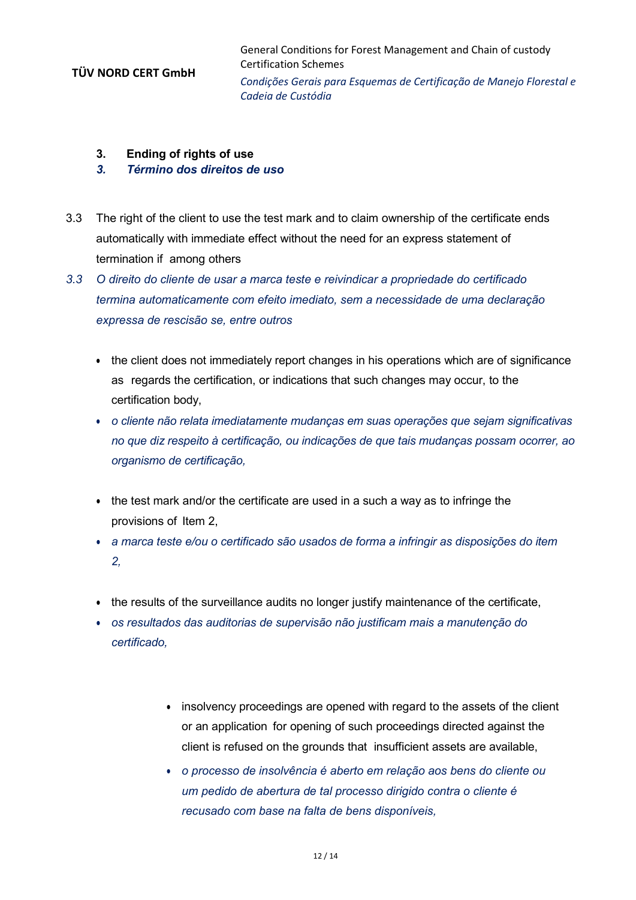## 3. Ending of rights of use

## *3. Término dos direitos de uso*

3.3 The right of the client to use the test mark and to claim ownership of the certificate ends automatically with immediate effect without the need for an express statement of termination if among others

*3.3 O direito do cliente de usar a marca teste e reivindicar a propriedade do certificado termina automaticamente com efeito imediato, sem a necessidade de uma declaração expressa de rescisão se, entre outros*

- the client does not immediately report changes in his operations which are of significance as regards the certification, or indications that such changes may occur, to the certification body,
- *o cliente não relata imediatamente mudanças em suas operações que sejam significativas no que diz respeito à certificação, ou indicações de que tais mudanças possam ocorrer, ao organismo de certificação,*

- the test mark and/or the certificate are used in a such a way as to infringe the provisions of Item 2,
- *a marca teste e/ou o certificado são usados de forma a infringir as disposições do item 2,*

- the results of the surveillance audits no longer justify maintenance of the certificate,
- *os resultados das auditorias de supervisão não justificam mais a manutenção do certificado,*

- insolvency proceedings are opened with regard to the assets of the client or an application for opening of such proceedings directed against the client is refused on the grounds that insufficient assets are available,
- *o processo de insolvência é aberto em relação aos bens do cliente ou um pedido de abertura de tal processo dirigido contra o cliente é recusado com base na falta de bens disponíveis,*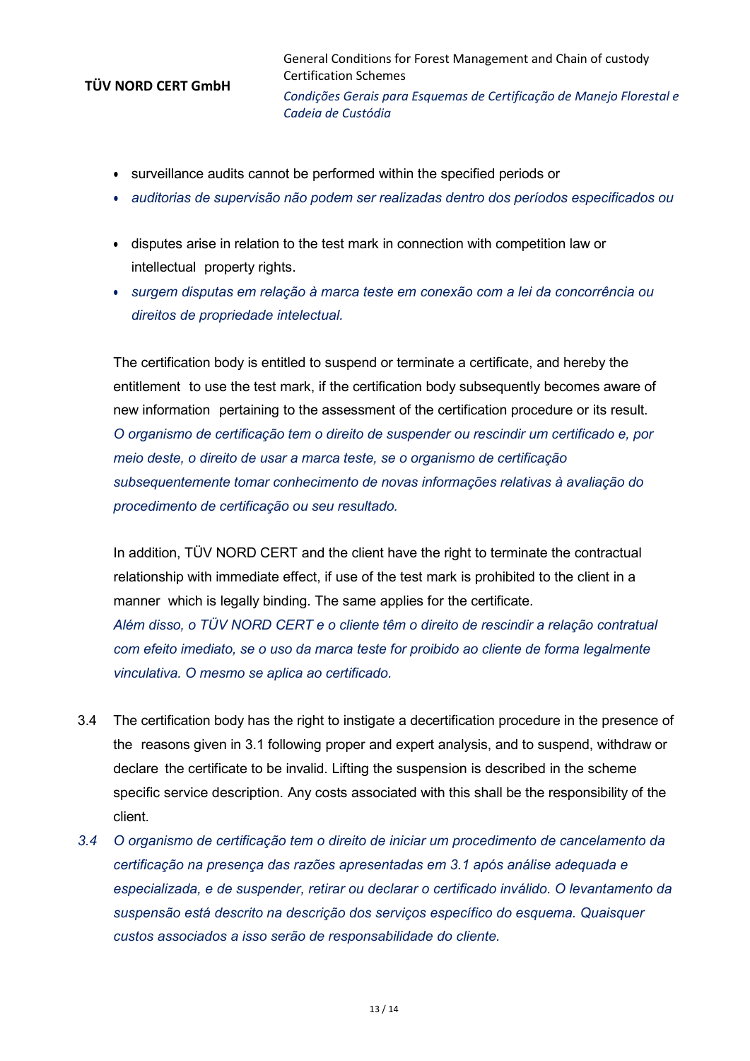- surveillance audits cannot be performed within the specified periods or
- *auditorias de supervisão não podem ser realizadas dentro dos períodos especificados ou*

- disputes arise in relation to the test mark in connection with competition law or intellectual property rights.
- *surgem disputas em relação à marca teste em conexão com a lei da concorrência ou direitos de propriedade intelectual.*

The certification body is entitled to suspend or terminate a certificate, and hereby the entitlement to use the test mark, if the certification body subsequently becomes aware of new information pertaining to the assessment of the certification procedure or its result.
*O organismo de certificação tem o direito de suspender ou rescindir um certificado e, por meio deste, o direito de usar a marca teste, se o organismo de certificação subsequentemente tomar conhecimento de novas informações relativas à avaliação do procedimento de certificação ou seu resultado.*

In addition, TÜV NORD CERT and the client have the right to terminate the contractual relationship with immediate effect, if use of the test mark is prohibited to the client in a manner which is legally binding. The same applies for the certificate.
*Além disso, o TÜV NORD CERT e o cliente têm o direito de rescindir a relação contratual com efeito imediato, se o uso da marca teste for proibido ao cliente de forma legalmente vinculativa. O mesmo se aplica ao certificado.*

3.4 The certification body has the right to instigate a decertification procedure in the presence of the reasons given in 3.1 following proper and expert analysis, and to suspend, withdraw or declare the certificate to be invalid. Lifting the suspension is described in the scheme specific service description. Any costs associated with this shall be the responsibility of the client.

*3.4 O organismo de certificação tem o direito de iniciar um procedimento de cancelamento da certificação na presença das razões apresentadas em 3.1 após análise adequada e especializada, e de suspender, retirar ou declarar o certificado inválido. O levantamento da suspensão está descrito na descrição dos serviços específico do esquema. Quaisquer custos associados a isso serão de responsabilidade do cliente.*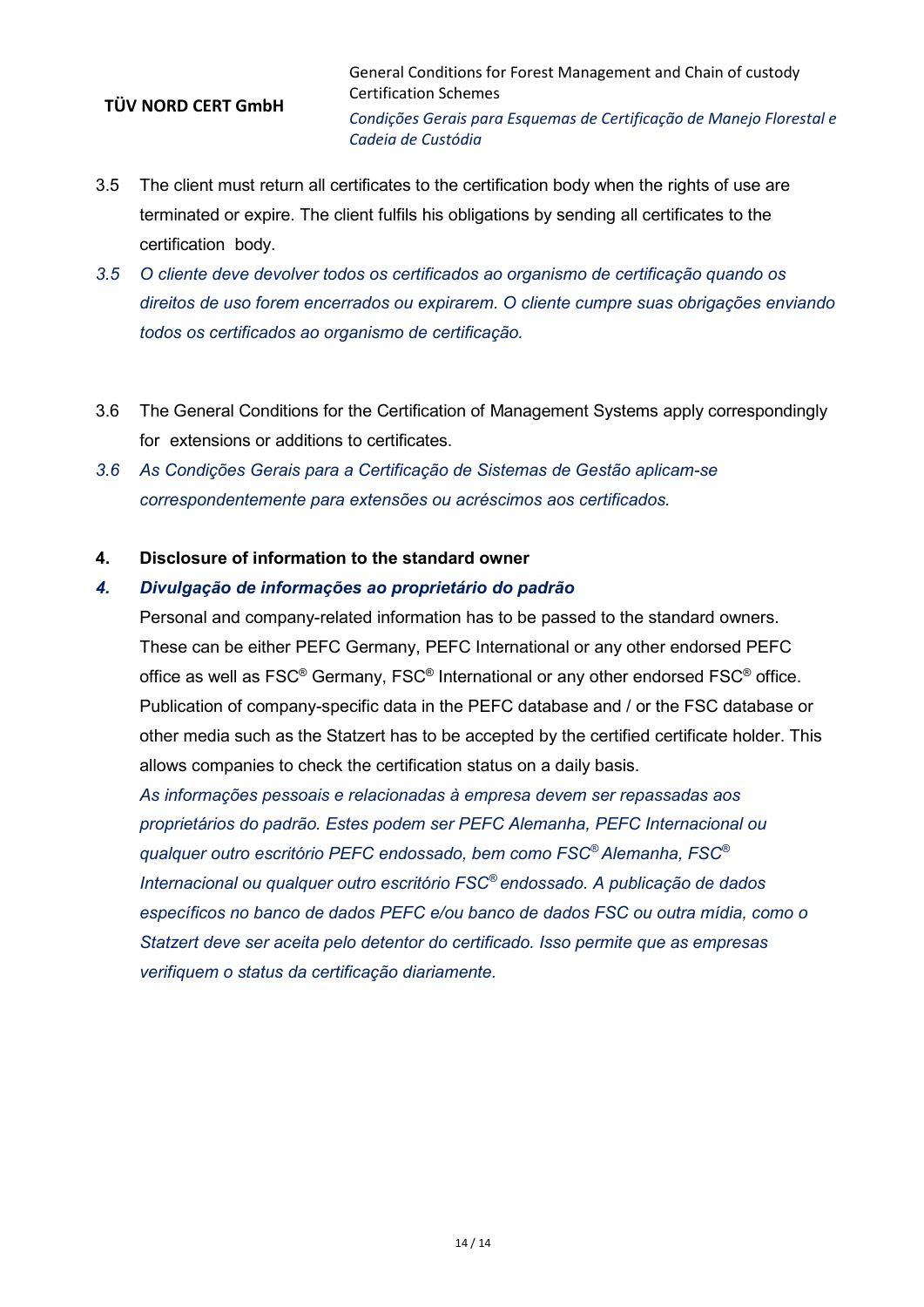3.5 The client must return all certificates to the certification body when the rights of use are terminated or expire. The client fulfils his obligations by sending all certificates to the certification body.

*3.5 O cliente deve devolver todos os certificados ao organismo de certificação quando os direitos de uso forem encerrados ou expirarem. O cliente cumpre suas obrigações enviando todos os certificados ao organismo de certificação.*

3.6 The General Conditions for the Certification of Management Systems apply correspondingly for extensions or additions to certificates.

*3.6 As Condições Gerais para a Certificação de Sistemas de Gestão aplicam-se correspondentemente para extensões ou acréscimos aos certificados.*

## 4. Disclosure of information to the standard owner

## *4. Divulgação de informações ao proprietário do padrão*

Personal and company-related information has to be passed to the standard owners. These can be either PEFC Germany, PEFC International or any other endorsed PEFC office as well as FSC® Germany, FSC® International or any other endorsed FSC® office. Publication of company-specific data in the PEFC database and / or the FSC database or other media such as the Statzert has to be accepted by the certified certificate holder. This allows companies to check the certification status on a daily basis.

*As informações pessoais e relacionadas à empresa devem ser repassadas aos proprietários do padrão. Estes podem ser PEFC Alemanha, PEFC Internacional ou qualquer outro escritório PEFC endossado, bem como FSC® Alemanha, FSC® Internacional ou qualquer outro escritório FSC® endossado. A publicação de dados específicos no banco de dados PEFC e/ou banco de dados FSC ou outra mídia, como o Statzert deve ser aceita pelo detentor do certificado. Isso permite que as empresas verifiquem o status da certificação diariamente.*